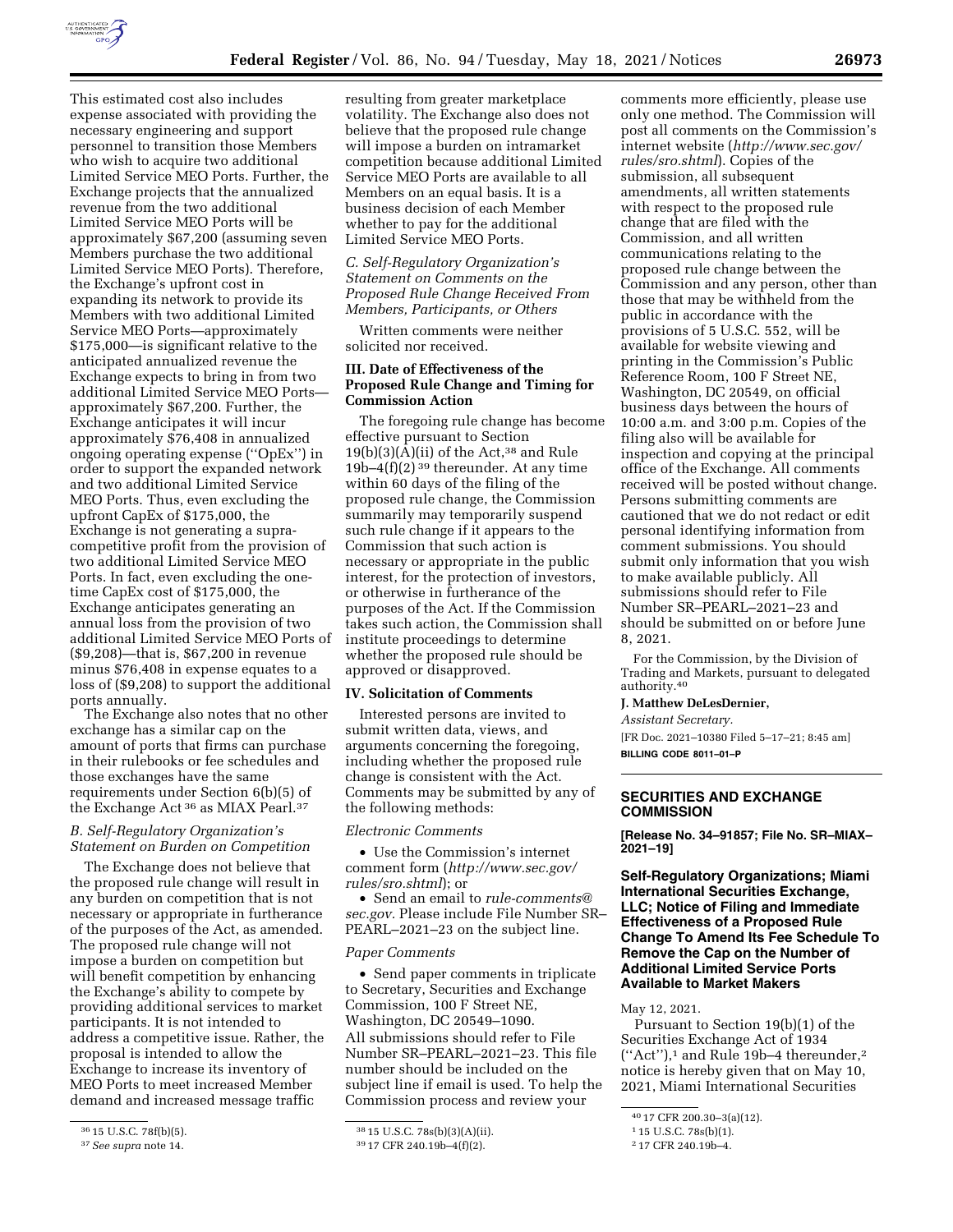This estimated cost also includes expense associated with providing the necessary engineering and support personnel to transition those Members who wish to acquire two additional Limited Service MEO Ports. Further, the Exchange projects that the annualized revenue from the two additional Limited Service MEO Ports will be approximately $67,200 (assuming seven Members purchase the two additional Limited Service MEO Ports). Therefore, the Exchange's upfront cost in expanding its network to provide its Members with two additional Limited Service MEO Ports—approximately $175,000—is significant relative to the anticipated annualized revenue the Exchange expects to bring in from two additional Limited Service MEO Ports—approximately $67,200. Further, the Exchange anticipates it will incur approximately $76,408 in annualized ongoing operating expense (''OpEx'') in order to support the expanded network and two additional Limited Service MEO Ports. Thus, even excluding the upfront CapEx of $175,000, the Exchange is not generating a supra-competitive profit from the provision of two additional Limited Service MEO Ports. In fact, even excluding the one-time CapEx cost of $175,000, the Exchange anticipates generating an annual loss from the provision of two additional Limited Service MEO Ports of ($9,208)—that is, $67,200 in revenue minus $76,408 in expense equates to a loss of ($9,208) to support the additional ports annually.

The Exchange also notes that no other exchange has a similar cap on the amount of ports that firms can purchase in their rulebooks or fee schedules and those exchanges have the same requirements under Section 6(b)(5) of the Exchange Act [36] as MIAX Pearl.[37]

### B. Self-Regulatory Organization's Statement on Burden on Competition

The Exchange does not believe that the proposed rule change will result in any burden on competition that is not necessary or appropriate in furtherance of the purposes of the Act, as amended. The proposed rule change will not impose a burden on competition but will benefit competition by enhancing the Exchange's ability to compete by providing additional services to market participants. It is not intended to address a competitive issue. Rather, the proposal is intended to allow the Exchange to increase its inventory of MEO Ports to meet increased Member demand and increased message traffic resulting from greater marketplace volatility. The Exchange also does not believe that the proposed rule change will impose a burden on intramarket competition because additional Limited Service MEO Ports are available to all Members on an equal basis. It is a business decision of each Member whether to pay for the additional Limited Service MEO Ports.

### C. Self-Regulatory Organization's Statement on Comments on the Proposed Rule Change Received From Members, Participants, or Others

Written comments were neither solicited nor received.

## III. Date of Effectiveness of the Proposed Rule Change and Timing for Commission Action

The foregoing rule change has become effective pursuant to Section 19(b)(3)(A)(ii) of the Act,[38] and Rule 19b–4(f)(2) [39] thereunder. At any time within 60 days of the filing of the proposed rule change, the Commission summarily may temporarily suspend such rule change if it appears to the Commission that such action is necessary or appropriate in the public interest, for the protection of investors, or otherwise in furtherance of the purposes of the Act. If the Commission takes such action, the Commission shall institute proceedings to determine whether the proposed rule should be approved or disapproved.

## IV. Solicitation of Comments

Interested persons are invited to submit written data, views, and arguments concerning the foregoing, including whether the proposed rule change is consistent with the Act. Comments may be submitted by any of the following methods:

*Electronic Comments*

- Use the Commission's internet comment form (*http://www.sec.gov/rules/sro.shtml*); or
- Send an email to *rule-comments@sec.gov.* Please include File Number SR–PEARL–2021–23 on the subject line.

*Paper Comments*

- Send paper comments in triplicate to Secretary, Securities and Exchange Commission, 100 F Street NE, Washington, DC 20549–1090.

All submissions should refer to File Number SR–PEARL–2021–23. This file number should be included on the subject line if email is used. To help the Commission process and review your comments more efficiently, please use only one method. The Commission will post all comments on the Commission's internet website (*http://www.sec.gov/rules/sro.shtml*). Copies of the submission, all subsequent amendments, all written statements with respect to the proposed rule change that are filed with the Commission, and all written communications relating to the proposed rule change between the Commission and any person, other than those that may be withheld from the public in accordance with the provisions of 5 U.S.C. 552, will be available for website viewing and printing in the Commission's Public Reference Room, 100 F Street NE, Washington, DC 20549, on official business days between the hours of 10:00 a.m. and 3:00 p.m. Copies of the filing also will be available for inspection and copying at the principal office of the Exchange. All comments received will be posted without change. Persons submitting comments are cautioned that we do not redact or edit personal identifying information from comment submissions. You should submit only information that you wish to make available publicly. All submissions should refer to File Number SR–PEARL–2021–23 and should be submitted on or before June 8, 2021.

For the Commission, by the Division of Trading and Markets, pursuant to delegated authority.[40]

**J. Matthew DeLesDernier,**

*Assistant Secretary.*

[FR Doc. 2021–10380 Filed 5–17–21; 8:45 am]

**BILLING CODE 8011–01–P**

---

## SECURITIES AND EXCHANGE COMMISSION

**[Release No. 34–91857; File No. SR–MIAX–2021–19]**

## Self-Regulatory Organizations; Miami International Securities Exchange, LLC; Notice of Filing and Immediate Effectiveness of a Proposed Rule Change To Amend Its Fee Schedule To Remove the Cap on the Number of Additional Limited Service Ports Available to Market Makers

May 12, 2021.

Pursuant to Section 19(b)(1) of the Securities Exchange Act of 1934 (''Act''),[1] and Rule 19b–4 thereunder,[2] notice is hereby given that on May 10, 2021, Miami International Securities

---

[36] 15 U.S.C. 78f(b)(5).

[37] *See supra* note 14.

[38] 15 U.S.C. 78s(b)(3)(A)(ii).

[39] 17 CFR 240.19b–4(f)(2).

[40] 17 CFR 200.30–3(a)(12).

[1] 15 U.S.C. 78s(b)(1).

[2] 17 CFR 240.19b–4.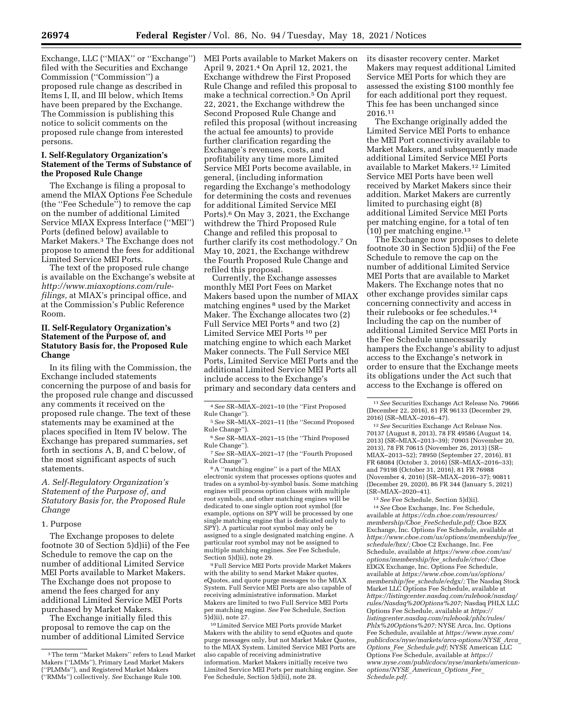Exchange, LLC ("MIAX" or "Exchange") filed with the Securities and Exchange Commission ("Commission") a proposed rule change as described in Items I, II, and III below, which Items have been prepared by the Exchange. The Commission is publishing this notice to solicit comments on the proposed rule change from interested persons.

## I. Self-Regulatory Organization's Statement of the Terms of Substance of the Proposed Rule Change

The Exchange is filing a proposal to amend the MIAX Options Fee Schedule (the "Fee Schedule") to remove the cap on the number of additional Limited Service MIAX Express Interface ("MEI") Ports (defined below) available to Market Makers.[3] The Exchange does not propose to amend the fees for additional Limited Service MEI Ports.

The text of the proposed rule change is available on the Exchange's website at *http://www.miaxoptions.com/rule-filings,* at MIAX's principal office, and at the Commission's Public Reference Room.

## II. Self-Regulatory Organization's Statement of the Purpose of, and Statutory Basis for, the Proposed Rule Change

In its filing with the Commission, the Exchange included statements concerning the purpose of and basis for the proposed rule change and discussed any comments it received on the proposed rule change. The text of these statements may be examined at the places specified in Item IV below. The Exchange has prepared summaries, set forth in sections A, B, and C below, of the most significant aspects of such statements.

### *A. Self-Regulatory Organization's Statement of the Purpose of, and Statutory Basis for, the Proposed Rule Change*

#### 1. Purpose

The Exchange proposes to delete footnote 30 of Section 5)d)ii) of the Fee Schedule to remove the cap on the number of additional Limited Service MEI Ports available to Market Makers. The Exchange does not propose to amend the fees charged for any additional Limited Service MEI Ports purchased by Market Makers.

The Exchange initially filed this proposal to remove the cap on the number of additional Limited Service MEI Ports available to Market Makers on April 9, 2021.[4] On April 12, 2021, the Exchange withdrew the First Proposed Rule Change and refiled this proposal to make a technical correction.[5] On April 22, 2021, the Exchange withdrew the Second Proposed Rule Change and refiled this proposal (without increasing the actual fee amounts) to provide further clarification regarding the Exchange's revenues, costs, and profitability any time more Limited Service MEI Ports become available, in general, (including information regarding the Exchange's methodology for determining the costs and revenues for additional Limited Service MEI Ports).[6] On May 3, 2021, the Exchange withdrew the Third Proposed Rule Change and refiled this proposal to further clarify its cost methodology.[7] On May 10, 2021, the Exchange withdrew the Fourth Proposed Rule Change and refiled this proposal.

Currently, the Exchange assesses monthly MEI Port Fees on Market Makers based upon the number of MIAX matching engines[8] used by the Market Maker. The Exchange allocates two (2) Full Service MEI Ports[9] and two (2) Limited Service MEI Ports[10] per matching engine to which each Market Maker connects. The Full Service MEI Ports, Limited Service MEI Ports and the additional Limited Service MEI Ports all include access to the Exchange's primary and secondary data centers and its disaster recovery center. Market Makers may request additional Limited Service MEI Ports for which they are assessed the existing $100 monthly fee for each additional port they request. This fee has been unchanged since 2016.[11]

The Exchange originally added the Limited Service MEI Ports to enhance the MEI Port connectivity available to Market Makers, and subsequently made additional Limited Service MEI Ports available to Market Makers.[12] Limited Service MEI Ports have been well received by Market Makers since their addition. Market Makers are currently limited to purchasing eight (8) additional Limited Service MEI Ports per matching engine, for a total of ten (10) per matching engine.[13]

The Exchange now proposes to delete footnote 30 in Section 5)d)ii) of the Fee Schedule to remove the cap on the number of additional Limited Service MEI Ports that are available to Market Makers. The Exchange notes that no other exchange provides similar caps concerning connectivity and access in their rulebooks or fee schedules.[14] Including the cap on the number of additional Limited Service MEI Ports in the Fee Schedule unnecessarily hampers the Exchange's ability to adjust access to the Exchange's network in order to ensure that the Exchange meets its obligations under the Act such that access to the Exchange is offered on

---

[3] The term "Market Makers" refers to Lead Market Makers ("LMMs"), Primary Lead Market Makers ("PLMMs"), and Registered Market Makers ("RMMs") collectively. *See* Exchange Rule 100.

[4] *See* SR–MIAX–2021–10 (the "First Proposed Rule Change").

[5] *See* SR–MIAX–2021–11 (the "Second Proposed Rule Change").

[6] *See* SR–MIAX–2021–15 (the "Third Proposed Rule Change").

[7] *See* SR–MIAX–2021–17 (the "Fourth Proposed Rule Change").

[8] A "matching engine" is a part of the MIAX electronic system that processes options quotes and trades on a symbol-by-symbol basis. Some matching engines will process option classes with multiple root symbols, and other matching engines will be dedicated to one single option root symbol (for example, options on SPY will be processed by one single matching engine that is dedicated only to SPY). A particular root symbol may only be assigned to a single designated matching engine. A particular root symbol may not be assigned to multiple matching engines. *See* Fee Schedule, Section 5)d)ii), note 29.

[9] Full Service MEI Ports provide Market Makers with the ability to send Market Maker quotes, eQuotes, and quote purge messages to the MIAX System. Full Service MEI Ports are also capable of receiving administrative information. Market Makers are limited to two Full Service MEI Ports per matching engine. *See* Fee Schedule, Section 5)d)ii), note 27.

[10] Limited Service MEI Ports provide Market Makers with the ability to send eQuotes and quote purge messages only, but not Market Maker Quotes, to the MIAX System. Limited Service MEI Ports are also capable of receiving administrative information. Market Makers initially receive two Limited Service MEI Ports per matching engine. *See* Fee Schedule, Section 5)d)ii), note 28.

[11] *See* Securities Exchange Act Release No. 79666 (December 22, 2016), 81 FR 96133 (December 29, 2016) (SR–MIAX–2016–47).

[12] *See* Securities Exchange Act Release Nos. 70137 (August 8, 2013), 78 FR 49586 (August 14, 2013) (SR–MIAX–2013–39); 70903 (November 20, 2013), 78 FR 70615 (November 26, 2013) (SR–MIAX–2013–52); 78950 (September 27, 2016), 81 FR 68084 (October 3, 2016) (SR–MIAX–2016–33); and 79198 (October 31, 2016), 81 FR 76988 (November 4, 2016) (SR–MIAX–2016–37); 90811 (December 29, 2020), 86 FR 344 (January 5, 2021) (SR–MIAX–2020–41).

[13] *See* Fee Schedule, Section 5)d)ii).

[14] *See* Cboe Exchange, Inc. Fee Schedule, available at *https://cdn.cboe.com/resources/membership/Cboe_FeeSchedule.pdf;* Cboe BZX Exchange, Inc. Options Fee Schedule, available at *https://www.cboe.com/us/options/membership/fee_schedule/bzx/;* Cboe C2 Exchange, Inc. Fee Schedule, available at *https://www.cboe.com/us/options/membership/fee_schedule/ctwo/;* Cboe EDGX Exchange, Inc. Options Fee Schedule, available at *https://www.cboe.com/us/options/membership/fee_schedule/edgx/;* The Nasdaq Stock Market LLC Options Fee Schedule, available at *https://listingcenter.nasdaq.com/rulebook/nasdaq/rules/Nasdaq%20Options%207;* Nasdaq PHLX LLC Options Fee Schedule, available at *https://listingcenter.nasdaq.com/rulebook/phlx/rules/Phlx%20Options%207;* NYSE Arca, Inc. Options Fee Schedule, available at *https://www.nyse.com/publicdocs/nyse/markets/arca-options/NYSE_Arca_Options_Fee_Schedule.pdf;* NYSE American LLC Options Fee Schedule, available at *https://www.nyse.com/publicdocs/nyse/markets/american-options/NYSE_American_Options_Fee_Schedule.pdf.*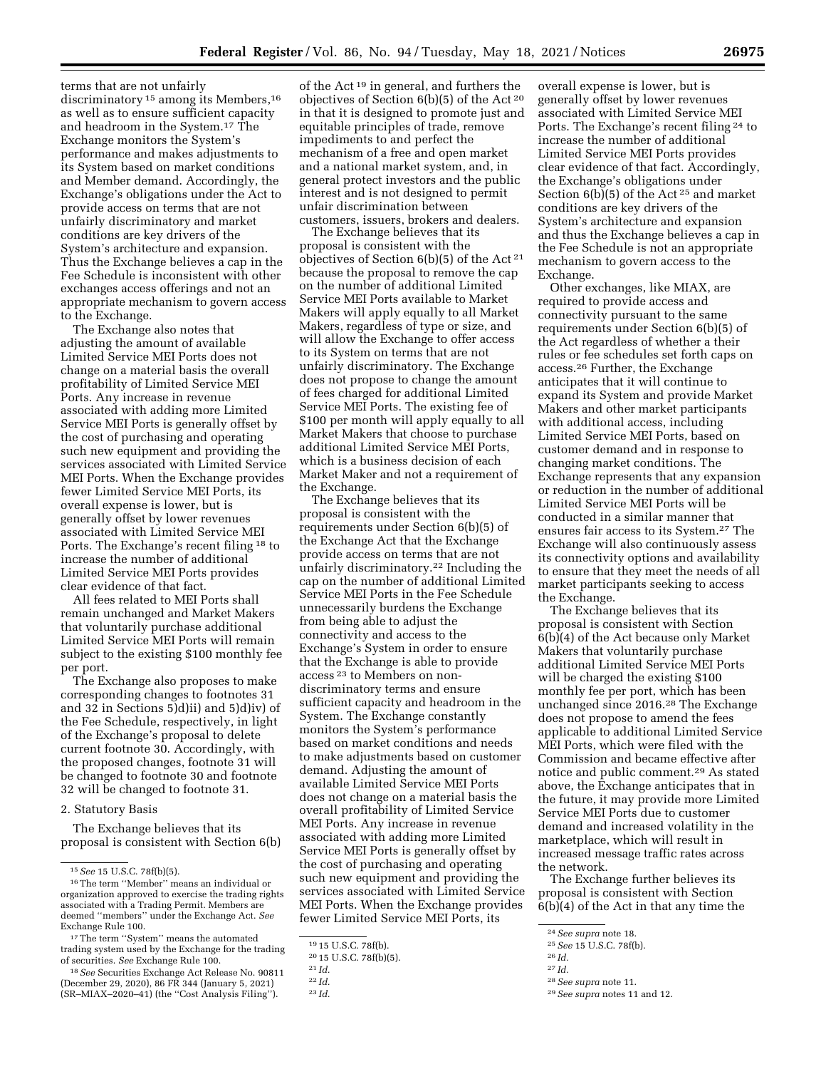terms that are not unfairly discriminatory [15] among its Members,[16] as well as to ensure sufficient capacity and headroom in the System.[17] The Exchange monitors the System's performance and makes adjustments to its System based on market conditions and Member demand. Accordingly, the Exchange's obligations under the Act to provide access on terms that are not unfairly discriminatory and market conditions are key drivers of the System's architecture and expansion. Thus the Exchange believes a cap in the Fee Schedule is inconsistent with other exchanges access offerings and not an appropriate mechanism to govern access to the Exchange.

The Exchange also notes that adjusting the amount of available Limited Service MEI Ports does not change on a material basis the overall profitability of Limited Service MEI Ports. Any increase in revenue associated with adding more Limited Service MEI Ports is generally offset by the cost of purchasing and operating such new equipment and providing the services associated with Limited Service MEI Ports. When the Exchange provides fewer Limited Service MEI Ports, its overall expense is lower, but is generally offset by lower revenues associated with Limited Service MEI Ports. The Exchange's recent filing [18] to increase the number of additional Limited Service MEI Ports provides clear evidence of that fact.

All fees related to MEI Ports shall remain unchanged and Market Makers that voluntarily purchase additional Limited Service MEI Ports will remain subject to the existing $100 monthly fee per port.

The Exchange also proposes to make corresponding changes to footnotes 31 and 32 in Sections 5)d)ii) and 5)d)iv) of the Fee Schedule, respectively, in light of the Exchange's proposal to delete current footnote 30. Accordingly, with the proposed changes, footnote 31 will be changed to footnote 30 and footnote 32 will be changed to footnote 31.

2. Statutory Basis

The Exchange believes that its proposal is consistent with Section 6(b) of the Act [19] in general, and furthers the objectives of Section 6(b)(5) of the Act [20] in that it is designed to promote just and equitable principles of trade, remove impediments to and perfect the mechanism of a free and open market and a national market system, and, in general protect investors and the public interest and is not designed to permit unfair discrimination between customers, issuers, brokers and dealers.

The Exchange believes that its proposal is consistent with the objectives of Section 6(b)(5) of the Act [21] because the proposal to remove the cap on the number of additional Limited Service MEI Ports available to Market Makers will apply equally to all Market Makers, regardless of type or size, and will allow the Exchange to offer access to its System on terms that are not unfairly discriminatory. The Exchange does not propose to change the amount of fees charged for additional Limited Service MEI Ports. The existing fee of $100 per month will apply equally to all Market Makers that choose to purchase additional Limited Service MEI Ports, which is a business decision of each Market Maker and not a requirement of the Exchange.

The Exchange believes that its proposal is consistent with the requirements under Section 6(b)(5) of the Exchange Act that the Exchange provide access on terms that are not unfairly discriminatory.[22] Including the cap on the number of additional Limited Service MEI Ports in the Fee Schedule unnecessarily burdens the Exchange from being able to adjust the connectivity and access to the Exchange's System in order to ensure that the Exchange is able to provide access [23] to Members on non-discriminatory terms and ensure sufficient capacity and headroom in the System. The Exchange constantly monitors the System's performance based on market conditions and needs to make adjustments based on customer demand. Adjusting the amount of available Limited Service MEI Ports does not change on a material basis the overall profitability of Limited Service MEI Ports. Any increase in revenue associated with adding more Limited Service MEI Ports is generally offset by the cost of purchasing and operating such new equipment and providing the services associated with Limited Service MEI Ports. When the Exchange provides fewer Limited Service MEI Ports, its overall expense is lower, but is generally offset by lower revenues associated with Limited Service MEI Ports. The Exchange's recent filing [24] to increase the number of additional Limited Service MEI Ports provides clear evidence of that fact. Accordingly, the Exchange's obligations under Section 6(b)(5) of the Act [25] and market conditions are key drivers of the System's architecture and expansion and thus the Exchange believes a cap in the Fee Schedule is not an appropriate mechanism to govern access to the Exchange.

Other exchanges, like MIAX, are required to provide access and connectivity pursuant to the same requirements under Section 6(b)(5) of the Act regardless of whether a their rules or fee schedules set forth caps on access.[26] Further, the Exchange anticipates that it will continue to expand its System and provide Market Makers and other market participants with additional access, including Limited Service MEI Ports, based on customer demand and in response to changing market conditions. The Exchange represents that any expansion or reduction in the number of additional Limited Service MEI Ports will be conducted in a similar manner that ensures fair access to its System.[27] The Exchange will also continuously assess its connectivity options and availability to ensure that they meet the needs of all market participants seeking to access the Exchange.

The Exchange believes that its proposal is consistent with Section 6(b)(4) of the Act because only Market Makers that voluntarily purchase additional Limited Service MEI Ports will be charged the existing $100 monthly fee per port, which has been unchanged since 2016.[28] The Exchange does not propose to amend the fees applicable to additional Limited Service MEI Ports, which were filed with the Commission and became effective after notice and public comment.[29] As stated above, the Exchange anticipates that in the future, it may provide more Limited Service MEI Ports due to customer demand and increased volatility in the marketplace, which will result in increased message traffic rates across the network.

The Exchange further believes its proposal is consistent with Section 6(b)(4) of the Act in that any time the

---

[15] *See* 15 U.S.C. 78f(b)(5).

[16] The term "Member" means an individual or organization approved to exercise the trading rights associated with a Trading Permit. Members are deemed "members" under the Exchange Act. *See* Exchange Rule 100.

[17] The term "System" means the automated trading system used by the Exchange for the trading of securities. *See* Exchange Rule 100.

[18] *See* Securities Exchange Act Release No. 90811 (December 29, 2020), 86 FR 344 (January 5, 2021) (SR–MIAX–2020–41) (the "Cost Analysis Filing").

[19] 15 U.S.C. 78f(b).

[20] 15 U.S.C. 78f(b)(5).

[21] *Id.*

[22] *Id.*

[23] *Id.*

[24] *See supra* note 18.

[25] *See* 15 U.S.C. 78f(b).

[26] *Id.*

[27] *Id.*

[28] *See supra* note 11.

[29] *See supra* notes 11 and 12.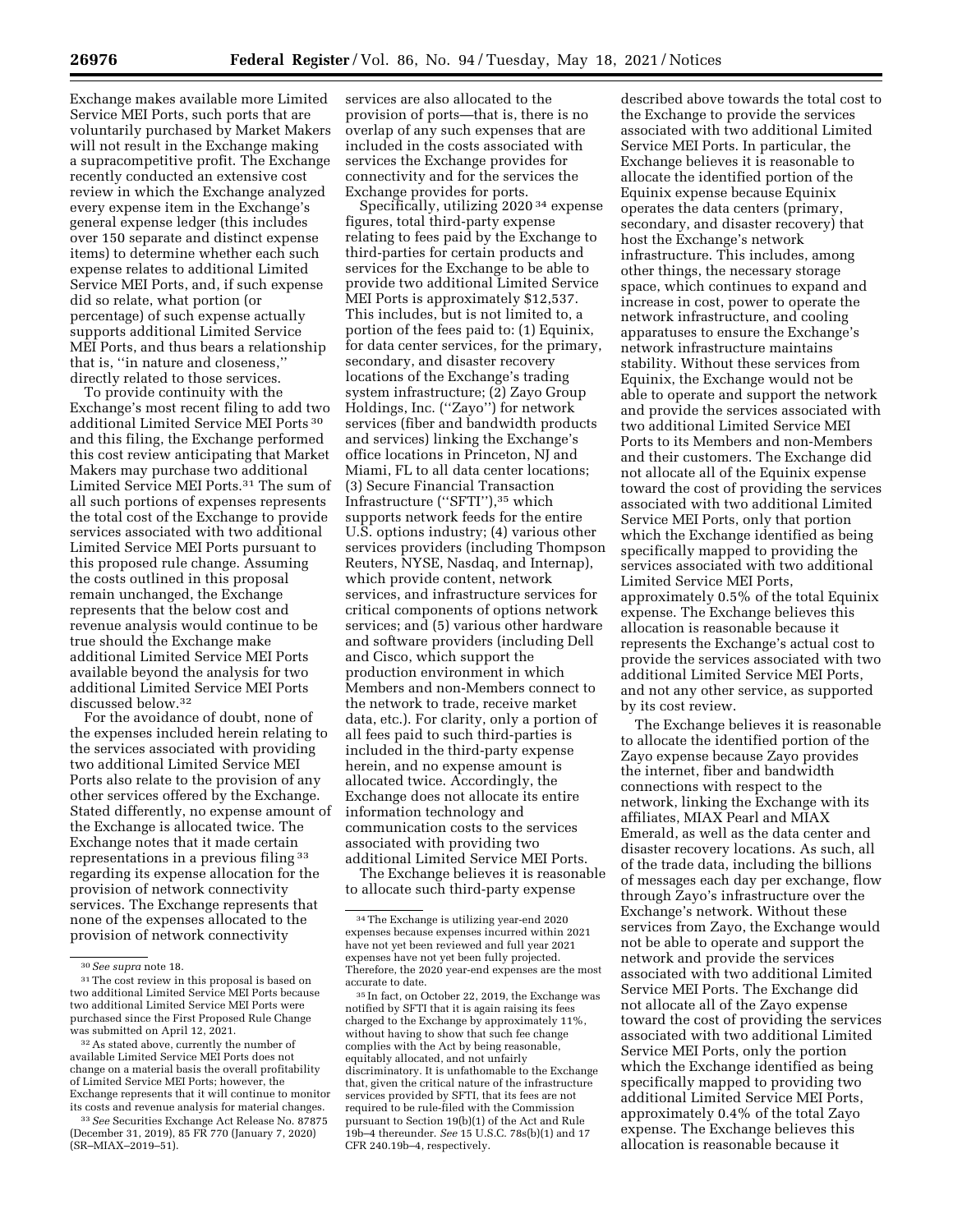Exchange makes available more Limited Service MEI Ports, such ports that are voluntarily purchased by Market Makers will not result in the Exchange making a supracompetitive profit. The Exchange recently conducted an extensive cost review in which the Exchange analyzed every expense item in the Exchange's general expense ledger (this includes over 150 separate and distinct expense items) to determine whether each such expense relates to additional Limited Service MEI Ports, and, if such expense did so relate, what portion (or percentage) of such expense actually supports additional Limited Service MEI Ports, and thus bears a relationship that is, "in nature and closeness," directly related to those services.

To provide continuity with the Exchange's most recent filing to add two additional Limited Service MEI Ports [30] and this filing, the Exchange performed this cost review anticipating that Market Makers may purchase two additional Limited Service MEI Ports.[31] The sum of all such portions of expenses represents the total cost of the Exchange to provide services associated with two additional Limited Service MEI Ports pursuant to this proposed rule change. Assuming the costs outlined in this proposal remain unchanged, the Exchange represents that the below cost and revenue analysis would continue to be true should the Exchange make additional Limited Service MEI Ports available beyond the analysis for two additional Limited Service MEI Ports discussed below.[32]

For the avoidance of doubt, none of the expenses included herein relating to the services associated with providing two additional Limited Service MEI Ports also relate to the provision of any other services offered by the Exchange. Stated differently, no expense amount of the Exchange is allocated twice. The Exchange notes that it made certain representations in a previous filing [33] regarding its expense allocation for the provision of network connectivity services. The Exchange represents that none of the expenses allocated to the provision of network connectivity services are also allocated to the provision of ports—that is, there is no overlap of any such expenses that are included in the costs associated with services the Exchange provides for connectivity and for the services the Exchange provides for ports.

Specifically, utilizing 2020 [34] expense figures, total third-party expense relating to fees paid by the Exchange to third-parties for certain products and services for the Exchange to be able to provide two additional Limited Service MEI Ports is approximately $12,537. This includes, but is not limited to, a portion of the fees paid to: (1) Equinix, for data center services, for the primary, secondary, and disaster recovery locations of the Exchange's trading system infrastructure; (2) Zayo Group Holdings, Inc. ("Zayo") for network services (fiber and bandwidth products and services) linking the Exchange's office locations in Princeton, NJ and Miami, FL to all data center locations; (3) Secure Financial Transaction Infrastructure ("SFTI"),[35] which supports network feeds for the entire U.S. options industry; (4) various other services providers (including Thompson Reuters, NYSE, Nasdaq, and Internap), which provide content, network services, and infrastructure services for critical components of options network services; and (5) various other hardware and software providers (including Dell and Cisco, which support the production environment in which Members and non-Members connect to the network to trade, receive market data, etc.). For clarity, only a portion of all fees paid to such third-parties is included in the third-party expense herein, and no expense amount is allocated twice. Accordingly, the Exchange does not allocate its entire information technology and communication costs to the services associated with providing two additional Limited Service MEI Ports.

The Exchange believes it is reasonable to allocate such third-party expense described above towards the total cost to the Exchange to provide the services associated with two additional Limited Service MEI Ports. In particular, the Exchange believes it is reasonable to allocate the identified portion of the Equinix expense because Equinix operates the data centers (primary, secondary, and disaster recovery) that host the Exchange's network infrastructure. This includes, among other things, the necessary storage space, which continues to expand and increase in cost, power to operate the network infrastructure, and cooling apparatuses to ensure the Exchange's network infrastructure maintains stability. Without these services from Equinix, the Exchange would not be able to operate and support the network and provide the services associated with two additional Limited Service MEI Ports to its Members and non-Members and their customers. The Exchange did not allocate all of the Equinix expense toward the cost of providing the services associated with two additional Limited Service MEI Ports, only that portion which the Exchange identified as being specifically mapped to providing the services associated with two additional Limited Service MEI Ports, approximately 0.5% of the total Equinix expense. The Exchange believes this allocation is reasonable because it represents the Exchange's actual cost to provide the services associated with two additional Limited Service MEI Ports, and not any other service, as supported by its cost review.

The Exchange believes it is reasonable to allocate the identified portion of the Zayo expense because Zayo provides the internet, fiber and bandwidth connections with respect to the network, linking the Exchange with its affiliates, MIAX Pearl and MIAX Emerald, as well as the data center and disaster recovery locations. As such, all of the trade data, including the billions of messages each day per exchange, flow through Zayo's infrastructure over the Exchange's network. Without these services from Zayo, the Exchange would not be able to operate and support the network and provide the services associated with two additional Limited Service MEI Ports. The Exchange did not allocate all of the Zayo expense toward the cost of providing the services associated with two additional Limited Service MEI Ports, only the portion which the Exchange identified as being specifically mapped to providing two additional Limited Service MEI Ports, approximately 0.4% of the total Zayo expense. The Exchange believes this allocation is reasonable because it

---

[30] *See supra* note 18.

[31] The cost review in this proposal is based on two additional Limited Service MEI Ports because two additional Limited Service MEI Ports were purchased since the First Proposed Rule Change was submitted on April 12, 2021.

[32] As stated above, currently the number of available Limited Service MEI Ports does not change on a material basis the overall profitability of Limited Service MEI Ports; however, the Exchange represents that it will continue to monitor its costs and revenue analysis for material changes.

[33] *See* Securities Exchange Act Release No. 87875 (December 31, 2019), 85 FR 770 (January 7, 2020) (SR–MIAX–2019–51).

[34] The Exchange is utilizing year-end 2020 expenses because expenses incurred within 2021 have not yet been reviewed and full year 2021 expenses have not yet been fully projected. Therefore, the 2020 year-end expenses are the most accurate to date.

[35] In fact, on October 22, 2019, the Exchange was notified by SFTI that it is again raising its fees charged to the Exchange by approximately 11%, without having to show that such fee change complies with the Act by being reasonable, equitably allocated, and not unfairly discriminatory. It is unfathomable to the Exchange that, given the critical nature of the infrastructure services provided by SFTI, that its fees are not required to be rule-filed with the Commission pursuant to Section 19(b)(1) of the Act and Rule 19b–4 thereunder. *See* 15 U.S.C. 78s(b)(1) and 17 CFR 240.19b–4, respectively.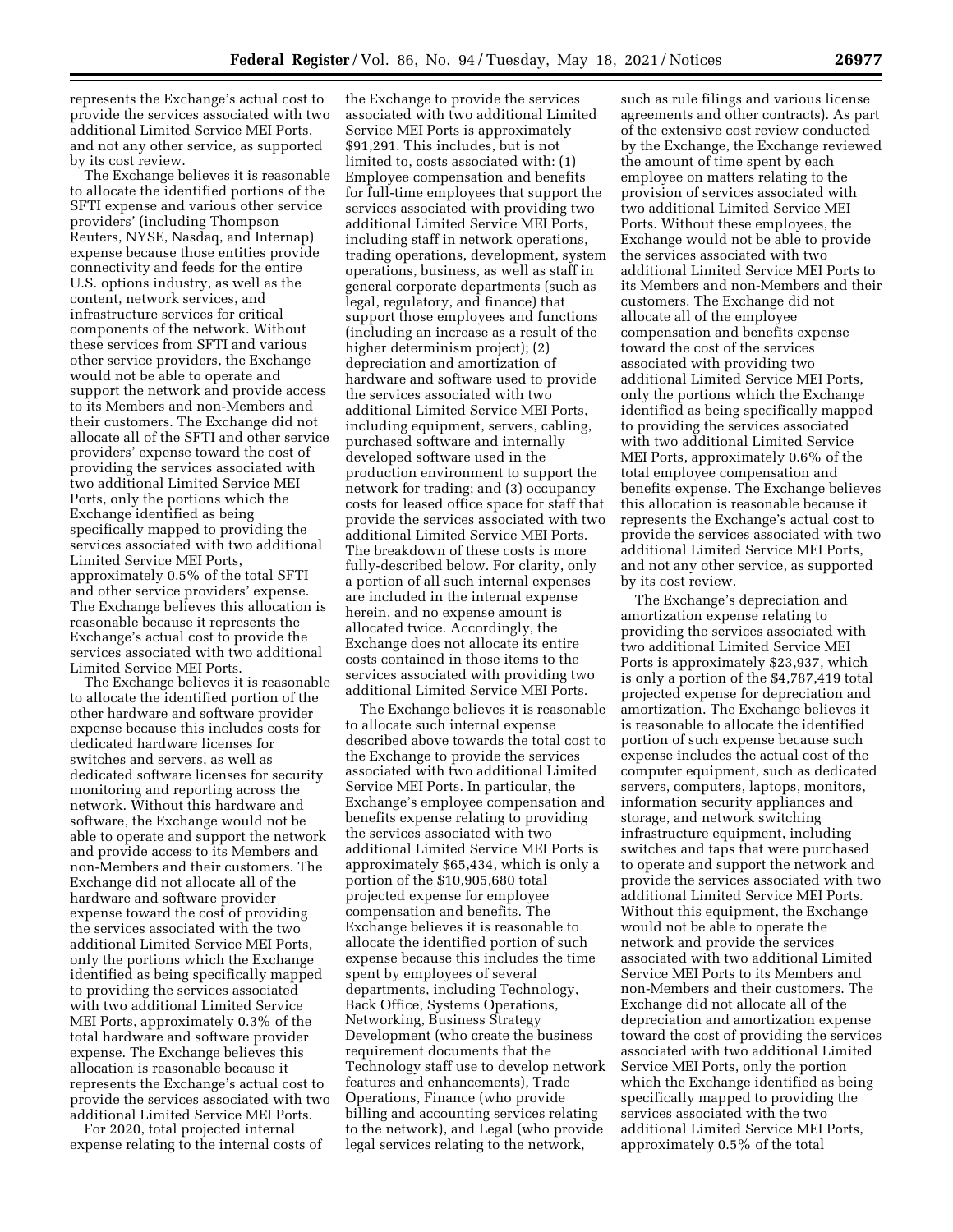represents the Exchange's actual cost to provide the services associated with two additional Limited Service MEI Ports, and not any other service, as supported by its cost review.

The Exchange believes it is reasonable to allocate the identified portions of the SFTI expense and various other service providers' (including Thompson Reuters, NYSE, Nasdaq, and Internap) expense because those entities provide connectivity and feeds for the entire U.S. options industry, as well as the content, network services, and infrastructure services for critical components of the network. Without these services from SFTI and various other service providers, the Exchange would not be able to operate and support the network and provide access to its Members and non-Members and their customers. The Exchange did not allocate all of the SFTI and other service providers' expense toward the cost of providing the services associated with two additional Limited Service MEI Ports, only the portions which the Exchange identified as being specifically mapped to providing the services associated with two additional Limited Service MEI Ports, approximately 0.5% of the total SFTI and other service providers' expense. The Exchange believes this allocation is reasonable because it represents the Exchange's actual cost to provide the services associated with two additional Limited Service MEI Ports.

The Exchange believes it is reasonable to allocate the identified portion of the other hardware and software provider expense because this includes costs for dedicated hardware licenses for switches and servers, as well as dedicated software licenses for security monitoring and reporting across the network. Without this hardware and software, the Exchange would not be able to operate and support the network and provide access to its Members and non-Members and their customers. The Exchange did not allocate all of the hardware and software provider expense toward the cost of providing the services associated with the two additional Limited Service MEI Ports, only the portions which the Exchange identified as being specifically mapped to providing the services associated with two additional Limited Service MEI Ports, approximately 0.3% of the total hardware and software provider expense. The Exchange believes this allocation is reasonable because it represents the Exchange's actual cost to provide the services associated with two additional Limited Service MEI Ports.

For 2020, total projected internal expense relating to the internal costs of the Exchange to provide the services associated with two additional Limited Service MEI Ports is approximately $91,291. This includes, but is not limited to, costs associated with: (1) Employee compensation and benefits for full-time employees that support the services associated with providing two additional Limited Service MEI Ports, including staff in network operations, trading operations, development, system operations, business, as well as staff in general corporate departments (such as legal, regulatory, and finance) that support those employees and functions (including an increase as a result of the higher determinism project); (2) depreciation and amortization of hardware and software used to provide the services associated with two additional Limited Service MEI Ports, including equipment, servers, cabling, purchased software and internally developed software used in the production environment to support the network for trading; and (3) occupancy costs for leased office space for staff that provide the services associated with two additional Limited Service MEI Ports. The breakdown of these costs is more fully-described below. For clarity, only a portion of all such internal expenses are included in the internal expense herein, and no expense amount is allocated twice. Accordingly, the Exchange does not allocate its entire costs contained in those items to the services associated with providing two additional Limited Service MEI Ports.

The Exchange believes it is reasonable to allocate such internal expense described above towards the total cost to the Exchange to provide the services associated with two additional Limited Service MEI Ports. In particular, the Exchange's employee compensation and benefits expense relating to providing the services associated with two additional Limited Service MEI Ports is approximately $65,434, which is only a portion of the $10,905,680 total projected expense for employee compensation and benefits. The Exchange believes it is reasonable to allocate the identified portion of such expense because this includes the time spent by employees of several departments, including Technology, Back Office, Systems Operations, Networking, Business Strategy Development (who create the business requirement documents that the Technology staff use to develop network features and enhancements), Trade Operations, Finance (who provide billing and accounting services relating to the network), and Legal (who provide legal services relating to the network, such as rule filings and various license agreements and other contracts). As part of the extensive cost review conducted by the Exchange, the Exchange reviewed the amount of time spent by each employee on matters relating to the provision of services associated with two additional Limited Service MEI Ports. Without these employees, the Exchange would not be able to provide the services associated with two additional Limited Service MEI Ports to its Members and non-Members and their customers. The Exchange did not allocate all of the employee compensation and benefits expense toward the cost of the services associated with providing two additional Limited Service MEI Ports, only the portions which the Exchange identified as being specifically mapped to providing the services associated with two additional Limited Service MEI Ports, approximately 0.6% of the total employee compensation and benefits expense. The Exchange believes this allocation is reasonable because it represents the Exchange's actual cost to provide the services associated with two additional Limited Service MEI Ports, and not any other service, as supported by its cost review.

The Exchange's depreciation and amortization expense relating to providing the services associated with two additional Limited Service MEI Ports is approximately $23,937, which is only a portion of the $4,787,419 total projected expense for depreciation and amortization. The Exchange believes it is reasonable to allocate the identified portion of such expense because such expense includes the actual cost of the computer equipment, such as dedicated servers, computers, laptops, monitors, information security appliances and storage, and network switching infrastructure equipment, including switches and taps that were purchased to operate and support the network and provide the services associated with two additional Limited Service MEI Ports. Without this equipment, the Exchange would not be able to operate the network and provide the services associated with two additional Limited Service MEI Ports to its Members and non-Members and their customers. The Exchange did not allocate all of the depreciation and amortization expense toward the cost of providing the services associated with two additional Limited Service MEI Ports, only the portion which the Exchange identified as being specifically mapped to providing the services associated with the two additional Limited Service MEI Ports, approximately 0.5% of the total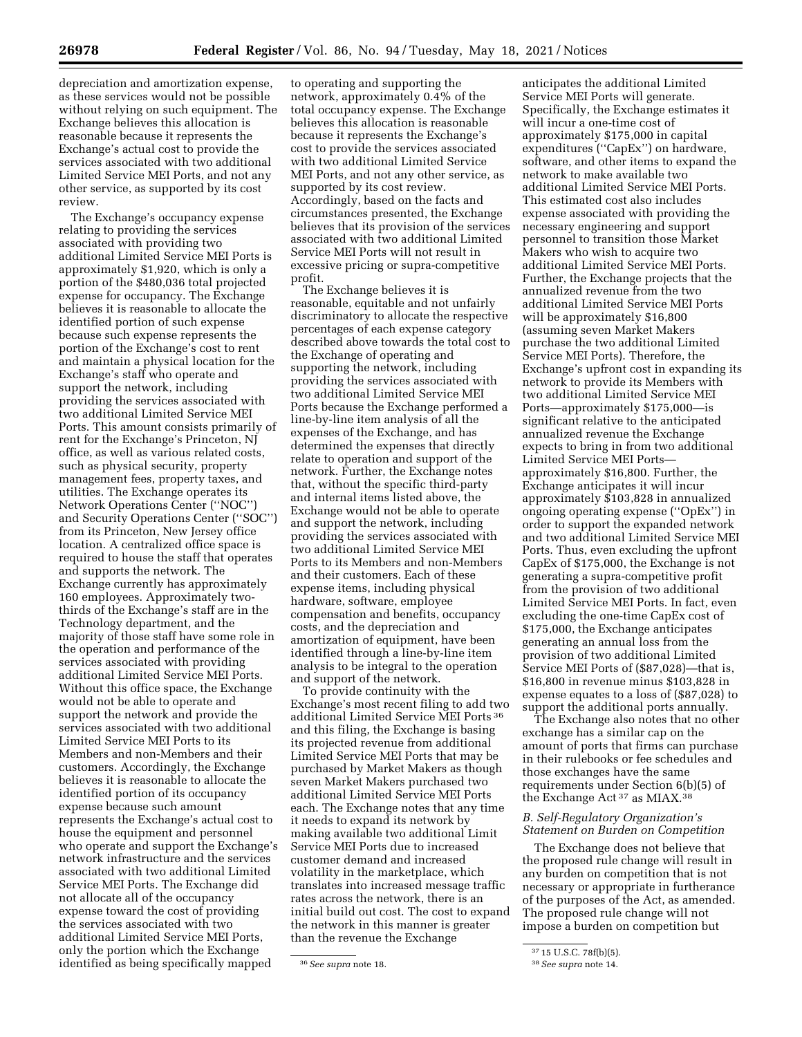depreciation and amortization expense, as these services would not be possible without relying on such equipment. The Exchange believes this allocation is reasonable because it represents the Exchange's actual cost to provide the services associated with two additional Limited Service MEI Ports, and not any other service, as supported by its cost review.

The Exchange's occupancy expense relating to providing the services associated with providing two additional Limited Service MEI Ports is approximately $1,920, which is only a portion of the $480,036 total projected expense for occupancy. The Exchange believes it is reasonable to allocate the identified portion of such expense because such expense represents the portion of the Exchange's cost to rent and maintain a physical location for the Exchange's staff who operate and support the network, including providing the services associated with two additional Limited Service MEI Ports. This amount consists primarily of rent for the Exchange's Princeton, NJ office, as well as various related costs, such as physical security, property management fees, property taxes, and utilities. The Exchange operates its Network Operations Center (''NOC'') and Security Operations Center (''SOC'') from its Princeton, New Jersey office location. A centralized office space is required to house the staff that operates and supports the network. The Exchange currently has approximately 160 employees. Approximately two-thirds of the Exchange's staff are in the Technology department, and the majority of those staff have some role in the operation and performance of the services associated with providing additional Limited Service MEI Ports. Without this office space, the Exchange would not be able to operate and support the network and provide the services associated with two additional Limited Service MEI Ports to its Members and non-Members and their customers. Accordingly, the Exchange believes it is reasonable to allocate the identified portion of its occupancy expense because such amount represents the Exchange's actual cost to house the equipment and personnel who operate and support the Exchange's network infrastructure and the services associated with two additional Limited Service MEI Ports. The Exchange did not allocate all of the occupancy expense toward the cost of providing the services associated with two additional Limited Service MEI Ports, only the portion which the Exchange identified as being specifically mapped to operating and supporting the network, approximately 0.4% of the total occupancy expense. The Exchange believes this allocation is reasonable because it represents the Exchange's cost to provide the services associated with two additional Limited Service MEI Ports, and not any other service, as supported by its cost review. Accordingly, based on the facts and circumstances presented, the Exchange believes that its provision of the services associated with two additional Limited Service MEI Ports will not result in excessive pricing or supra-competitive profit.

The Exchange believes it is reasonable, equitable and not unfairly discriminatory to allocate the respective percentages of each expense category described above towards the total cost to the Exchange of operating and supporting the network, including providing the services associated with two additional Limited Service MEI Ports because the Exchange performed a line-by-line item analysis of all the expenses of the Exchange, and has determined the expenses that directly relate to operation and support of the network. Further, the Exchange notes that, without the specific third-party and internal items listed above, the Exchange would not be able to operate and support the network, including providing the services associated with two additional Limited Service MEI Ports to its Members and non-Members and their customers. Each of these expense items, including physical hardware, software, employee compensation and benefits, occupancy costs, and the depreciation and amortization of equipment, have been identified through a line-by-line item analysis to be integral to the operation and support of the network.

To provide continuity with the Exchange's most recent filing to add two additional Limited Service MEI Ports [36] and this filing, the Exchange is basing its projected revenue from additional Limited Service MEI Ports that may be purchased by Market Makers as though seven Market Makers purchased two additional Limited Service MEI Ports each. The Exchange notes that any time it needs to expand its network by making available two additional Limit Service MEI Ports due to increased customer demand and increased volatility in the marketplace, which translates into increased message traffic rates across the network, there is an initial build out cost. The cost to expand the network in this manner is greater than the revenue the Exchange anticipates the additional Limited Service MEI Ports will generate. Specifically, the Exchange estimates it will incur a one-time cost of approximately $175,000 in capital expenditures (''CapEx'') on hardware, software, and other items to expand the network to make available two additional Limited Service MEI Ports. This estimated cost also includes expense associated with providing the necessary engineering and support personnel to transition those Market Makers who wish to acquire two additional Limited Service MEI Ports. Further, the Exchange projects that the annualized revenue from the two additional Limited Service MEI Ports will be approximately $16,800 (assuming seven Market Makers purchase the two additional Limited Service MEI Ports). Therefore, the Exchange's upfront cost in expanding its network to provide its Members with two additional Limited Service MEI Ports—approximately $175,000—is significant relative to the anticipated annualized revenue the Exchange expects to bring in from two additional Limited Service MEI Ports—approximately $16,800. Further, the Exchange anticipates it will incur approximately $103,828 in annualized ongoing operating expense (''OpEx'') in order to support the expanded network and two additional Limited Service MEI Ports. Thus, even excluding the upfront CapEx of $175,000, the Exchange is not generating a supra-competitive profit from the provision of two additional Limited Service MEI Ports. In fact, even excluding the one-time CapEx cost of $175,000, the Exchange anticipates generating an annual loss from the provision of two additional Limited Service MEI Ports of ($87,028)—that is, $16,800 in revenue minus $103,828 in expense equates to a loss of ($87,028) to support the additional ports annually.

The Exchange also notes that no other exchange has a similar cap on the amount of ports that firms can purchase in their rulebooks or fee schedules and those exchanges have the same requirements under Section 6(b)(5) of the Exchange Act [37] as MIAX.[38]

### *B. Self-Regulatory Organization's Statement on Burden on Competition*

The Exchange does not believe that the proposed rule change will result in any burden on competition that is not necessary or appropriate in furtherance of the purposes of the Act, as amended. The proposed rule change will not impose a burden on competition but

---

[36] *See supra* note 18.

[37] 15 U.S.C. 78f(b)(5).

[38] *See supra* note 14.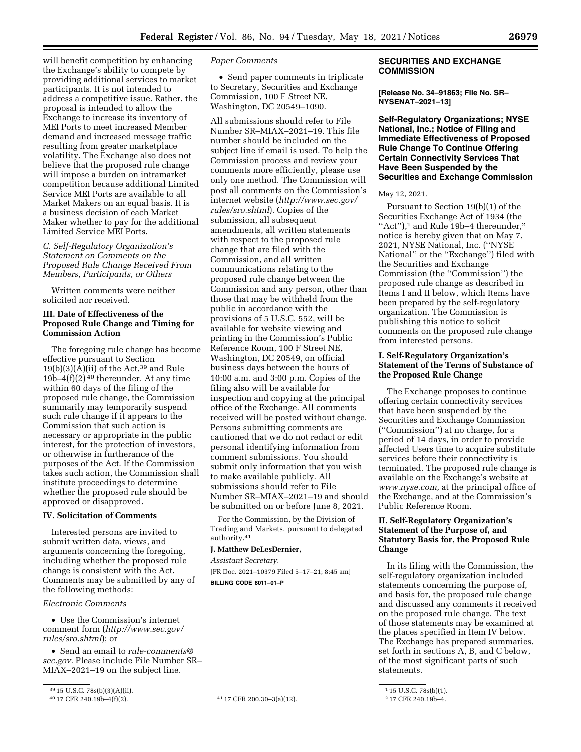will benefit competition by enhancing the Exchange's ability to compete by providing additional services to market participants. It is not intended to address a competitive issue. Rather, the proposal is intended to allow the Exchange to increase its inventory of MEI Ports to meet increased Member demand and increased message traffic resulting from greater marketplace volatility. The Exchange also does not believe that the proposed rule change will impose a burden on intramarket competition because additional Limited Service MEI Ports are available to all Market Makers on an equal basis. It is a business decision of each Market Maker whether to pay for the additional Limited Service MEI Ports.

*C. Self-Regulatory Organization's Statement on Comments on the Proposed Rule Change Received From Members, Participants, or Others*

Written comments were neither solicited nor received.

### III. Date of Effectiveness of the Proposed Rule Change and Timing for Commission Action

The foregoing rule change has become effective pursuant to Section 19(b)(3)(A)(ii) of the Act,[39] and Rule 19b–4(f)(2)[40] thereunder. At any time within 60 days of the filing of the proposed rule change, the Commission summarily may temporarily suspend such rule change if it appears to the Commission that such action is necessary or appropriate in the public interest, for the protection of investors, or otherwise in furtherance of the purposes of the Act. If the Commission takes such action, the Commission shall institute proceedings to determine whether the proposed rule should be approved or disapproved.

### IV. Solicitation of Comments

Interested persons are invited to submit written data, views, and arguments concerning the foregoing, including whether the proposed rule change is consistent with the Act. Comments may be submitted by any of the following methods:

*Electronic Comments*

- Use the Commission's internet comment form (*http://www.sec.gov/rules/sro.shtml*); or
- Send an email to *rule-comments@sec.gov.* Please include File Number SR–MIAX–2021–19 on the subject line.

*Paper Comments*

- Send paper comments in triplicate to Secretary, Securities and Exchange Commission, 100 F Street NE, Washington, DC 20549–1090.

All submissions should refer to File Number SR–MIAX–2021–19. This file number should be included on the subject line if email is used. To help the Commission process and review your comments more efficiently, please use only one method. The Commission will post all comments on the Commission's internet website (*http://www.sec.gov/rules/sro.shtml*). Copies of the submission, all subsequent amendments, all written statements with respect to the proposed rule change that are filed with the Commission, and all written communications relating to the proposed rule change between the Commission and any person, other than those that may be withheld from the public in accordance with the provisions of 5 U.S.C. 552, will be available for website viewing and printing in the Commission's Public Reference Room, 100 F Street NE, Washington, DC 20549, on official business days between the hours of 10:00 a.m. and 3:00 p.m. Copies of the filing also will be available for inspection and copying at the principal office of the Exchange. All comments received will be posted without change. Persons submitting comments are cautioned that we do not redact or edit personal identifying information from comment submissions. You should submit only information that you wish to make available publicly. All submissions should refer to File Number SR–MIAX–2021–19 and should be submitted on or before June 8, 2021.

For the Commission, by the Division of Trading and Markets, pursuant to delegated authority.[41]

**J. Matthew DeLesDernier,**

*Assistant Secretary.*

[FR Doc. 2021–10379 Filed 5–17–21; 8:45 am]

**BILLING CODE 8011–01–P**

[39] 15 U.S.C. 78s(b)(3)(A)(ii).

[40] 17 CFR 240.19b–4(f)(2).

[41] 17 CFR 200.30–3(a)(12).

## SECURITIES AND EXCHANGE COMMISSION

**[Release No. 34–91863; File No. SR–NYSENAT–2021–13]**

### Self-Regulatory Organizations; NYSE National, Inc.; Notice of Filing and Immediate Effectiveness of Proposed Rule Change To Continue Offering Certain Connectivity Services That Have Been Suspended by the Securities and Exchange Commission

May 12, 2021.

Pursuant to Section 19(b)(1) of the Securities Exchange Act of 1934 (the "Act"),[1] and Rule 19b–4 thereunder,[2] notice is hereby given that on May 7, 2021, NYSE National, Inc. ("NYSE National" or the "Exchange") filed with the Securities and Exchange Commission (the "Commission") the proposed rule change as described in Items I and II below, which Items have been prepared by the self-regulatory organization. The Commission is publishing this notice to solicit comments on the proposed rule change from interested persons.

### I. Self-Regulatory Organization's Statement of the Terms of Substance of the Proposed Rule Change

The Exchange proposes to continue offering certain connectivity services that have been suspended by the Securities and Exchange Commission ("Commission") at no charge, for a period of 14 days, in order to provide affected Users time to acquire substitute services before their connectivity is terminated. The proposed rule change is available on the Exchange's website at *www.nyse.com,* at the principal office of the Exchange, and at the Commission's Public Reference Room.

### II. Self-Regulatory Organization's Statement of the Purpose of, and Statutory Basis for, the Proposed Rule Change

In its filing with the Commission, the self-regulatory organization included statements concerning the purpose of, and basis for, the proposed rule change and discussed any comments it received on the proposed rule change. The text of those statements may be examined at the places specified in Item IV below. The Exchange has prepared summaries, set forth in sections A, B, and C below, of the most significant parts of such statements.

[1] 15 U.S.C. 78s(b)(1).

[2] 17 CFR 240.19b–4.